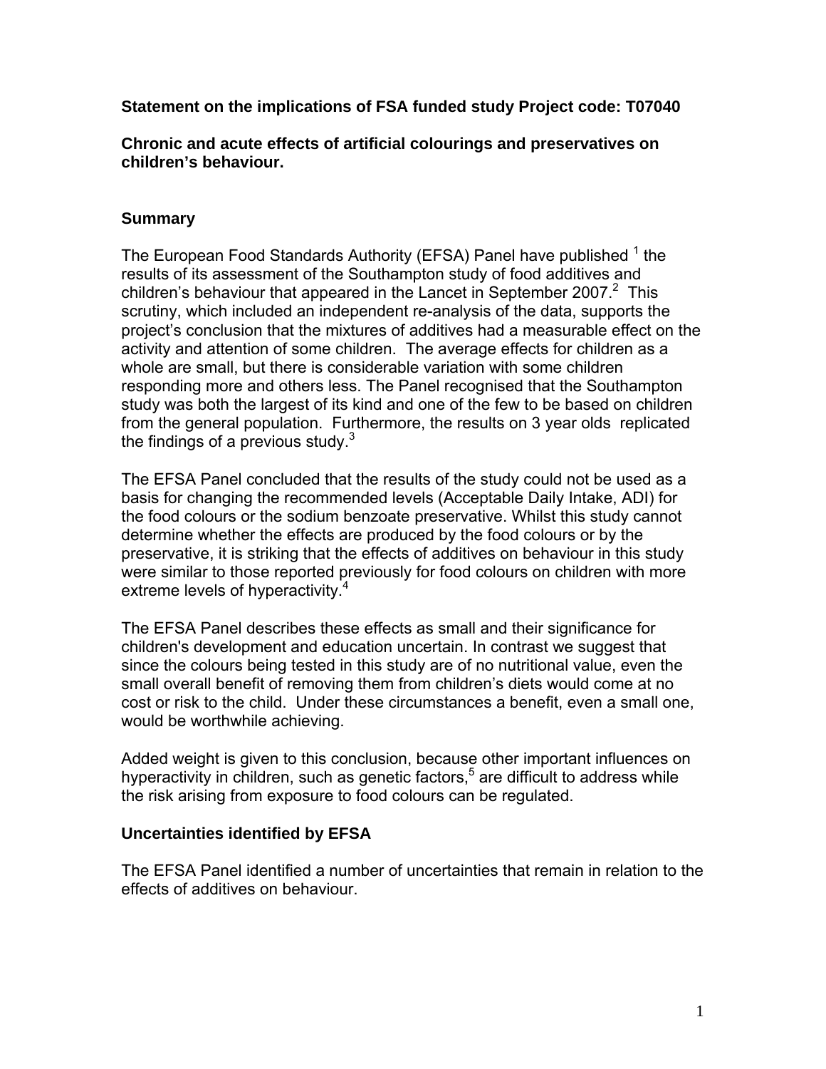**Statement on the implications of FSA funded study Project code: T07040**

**Chronic and acute effects of artificial colourings and preservatives on children's behaviour.**

## Summary

The European Food Standards Authority (EFSA) Panel have published [1] the results of its assessment of the Southampton study of food additives and children's behaviour that appeared in the Lancet in September 2007.[2] This scrutiny, which included an independent re-analysis of the data, supports the project's conclusion that the mixtures of additives had a measurable effect on the activity and attention of some children. The average effects for children as a whole are small, but there is considerable variation with some children responding more and others less. The Panel recognised that the Southampton study was both the largest of its kind and one of the few to be based on children from the general population. Furthermore, the results on 3 year olds replicated the findings of a previous study.[3]

The EFSA Panel concluded that the results of the study could not be used as a basis for changing the recommended levels (Acceptable Daily Intake, ADI) for the food colours or the sodium benzoate preservative. Whilst this study cannot determine whether the effects are produced by the food colours or by the preservative, it is striking that the effects of additives on behaviour in this study were similar to those reported previously for food colours on children with more extreme levels of hyperactivity.[4]

The EFSA Panel describes these effects as small and their significance for children's development and education uncertain. In contrast we suggest that since the colours being tested in this study are of no nutritional value, even the small overall benefit of removing them from children's diets would come at no cost or risk to the child. Under these circumstances a benefit, even a small one, would be worthwhile achieving.

Added weight is given to this conclusion, because other important influences on hyperactivity in children, such as genetic factors,[5] are difficult to address while the risk arising from exposure to food colours can be regulated.

## Uncertainties identified by EFSA

The EFSA Panel identified a number of uncertainties that remain in relation to the effects of additives on behaviour.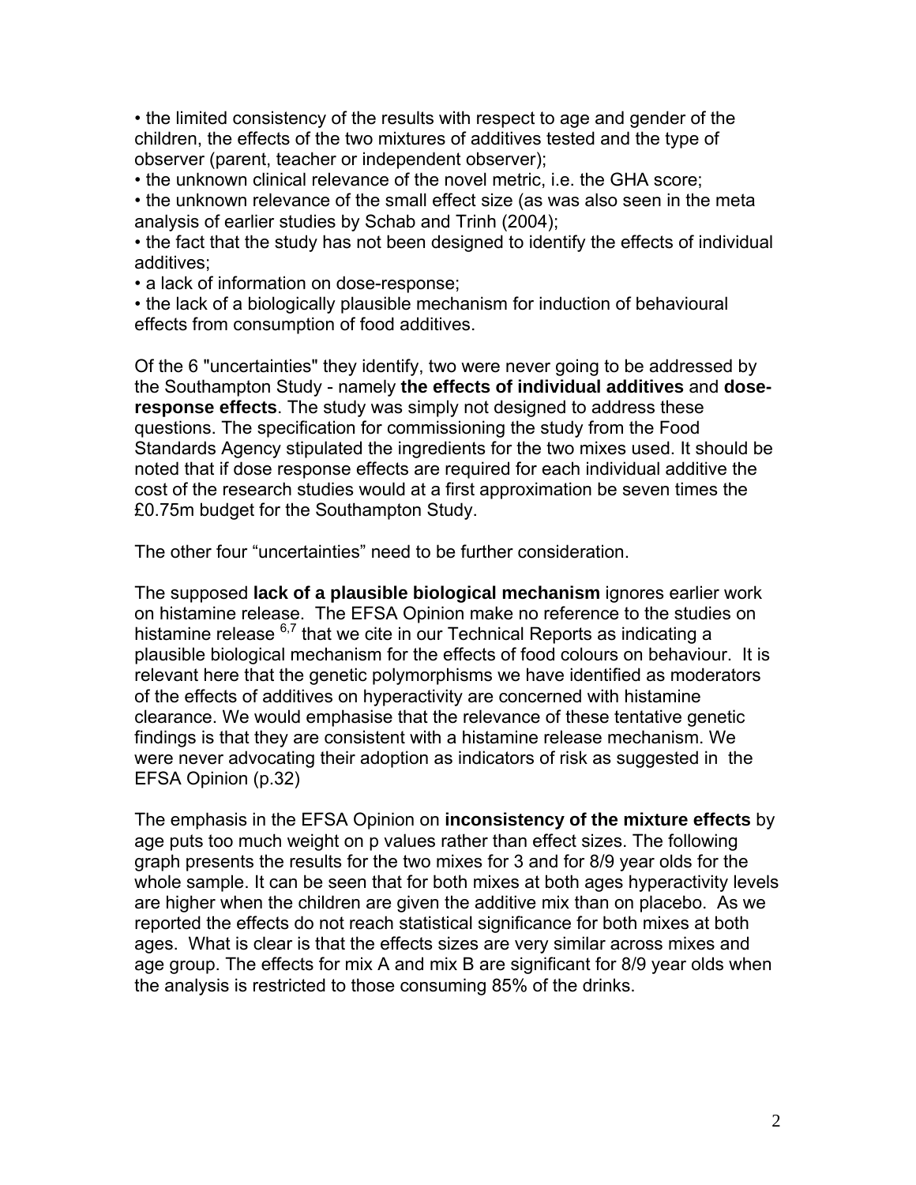• the limited consistency of the results with respect to age and gender of the children, the effects of the two mixtures of additives tested and the type of observer (parent, teacher or independent observer);

• the unknown clinical relevance of the novel metric, i.e. the GHA score;

• the unknown relevance of the small effect size (as was also seen in the meta analysis of earlier studies by Schab and Trinh (2004);

• the fact that the study has not been designed to identify the effects of individual additives;

• a lack of information on dose-response;

• the lack of a biologically plausible mechanism for induction of behavioural effects from consumption of food additives.

Of the 6 "uncertainties" they identify, two were never going to be addressed by the Southampton Study - namely **the effects of individual additives** and **dose-response effects**. The study was simply not designed to address these questions. The specification for commissioning the study from the Food Standards Agency stipulated the ingredients for the two mixes used. It should be noted that if dose response effects are required for each individual additive the cost of the research studies would at a first approximation be seven times the £0.75m budget for the Southampton Study.

The other four "uncertainties" need to be further consideration.

The supposed **lack of a plausible biological mechanism** ignores earlier work on histamine release. The EFSA Opinion make no reference to the studies on histamine release [6,7] that we cite in our Technical Reports as indicating a plausible biological mechanism for the effects of food colours on behaviour. It is relevant here that the genetic polymorphisms we have identified as moderators of the effects of additives on hyperactivity are concerned with histamine clearance. We would emphasise that the relevance of these tentative genetic findings is that they are consistent with a histamine release mechanism. We were never advocating their adoption as indicators of risk as suggested in the EFSA Opinion (p.32)

The emphasis in the EFSA Opinion on **inconsistency of the mixture effects** by age puts too much weight on p values rather than effect sizes. The following graph presents the results for the two mixes for 3 and for 8/9 year olds for the whole sample. It can be seen that for both mixes at both ages hyperactivity levels are higher when the children are given the additive mix than on placebo. As we reported the effects do not reach statistical significance for both mixes at both ages. What is clear is that the effects sizes are very similar across mixes and age group. The effects for mix A and mix B are significant for 8/9 year olds when the analysis is restricted to those consuming 85% of the drinks.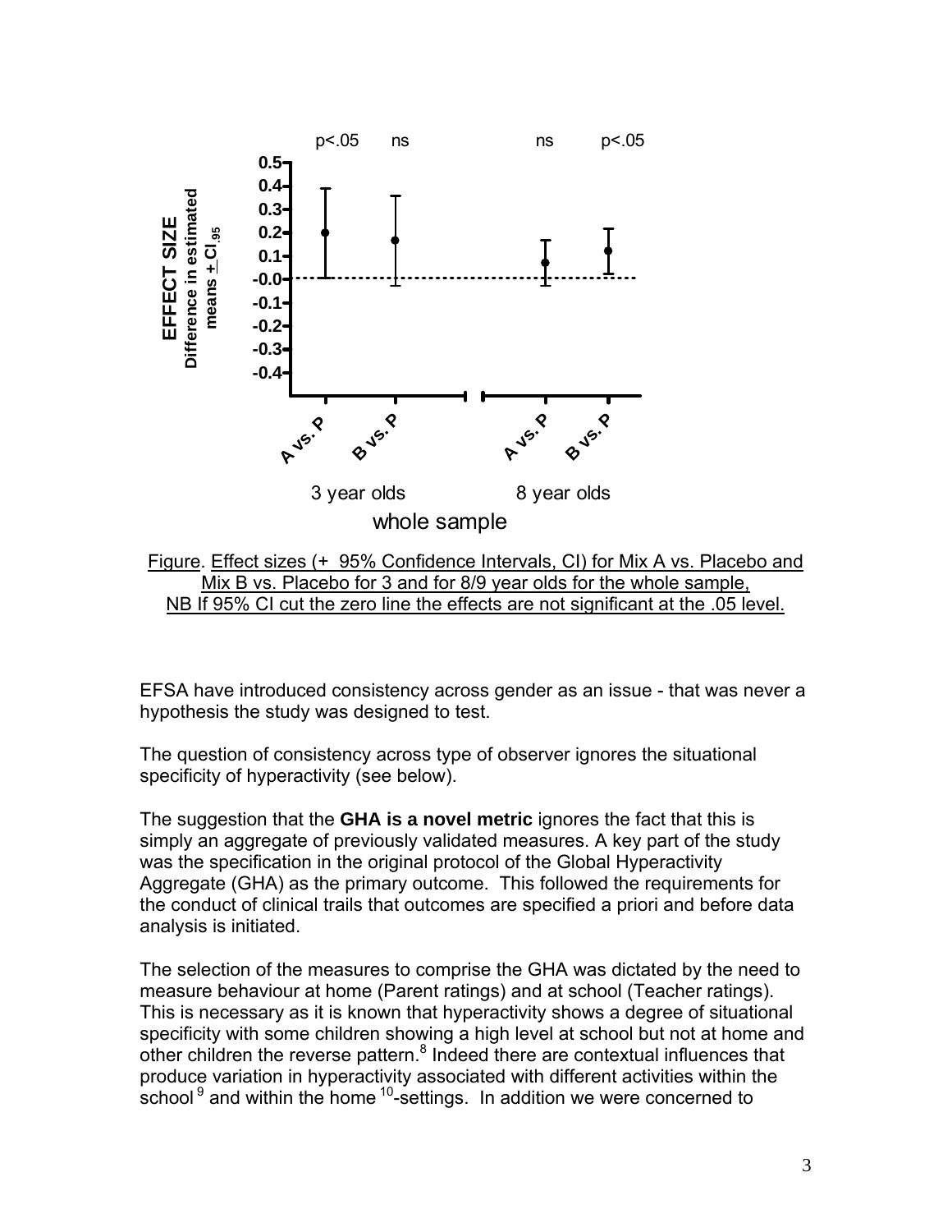Figure. Effect sizes (+ 95% Confidence Intervals, CI) for Mix A vs. Placebo and Mix B vs. Placebo for 3 and for 8/9 year olds for the whole sample, NB If 95% CI cut the zero line the effects are not significant at the .05 level.

EFSA have introduced consistency across gender as an issue - that was never a hypothesis the study was designed to test.

The question of consistency across type of observer ignores the situational specificity of hyperactivity (see below).

The suggestion that the **GHA is a novel metric** ignores the fact that this is simply an aggregate of previously validated measures. A key part of the study was the specification in the original protocol of the Global Hyperactivity Aggregate (GHA) as the primary outcome. This followed the requirements for the conduct of clinical trails that outcomes are specified a priori and before data analysis is initiated.

The selection of the measures to comprise the GHA was dictated by the need to measure behaviour at home (Parent ratings) and at school (Teacher ratings). This is necessary as it is known that hyperactivity shows a degree of situational specificity with some children showing a high level at school but not at home and other children the reverse pattern.[8] Indeed there are contextual influences that produce variation in hyperactivity associated with different activities within the school[9] and within the home[10]-settings. In addition we were concerned to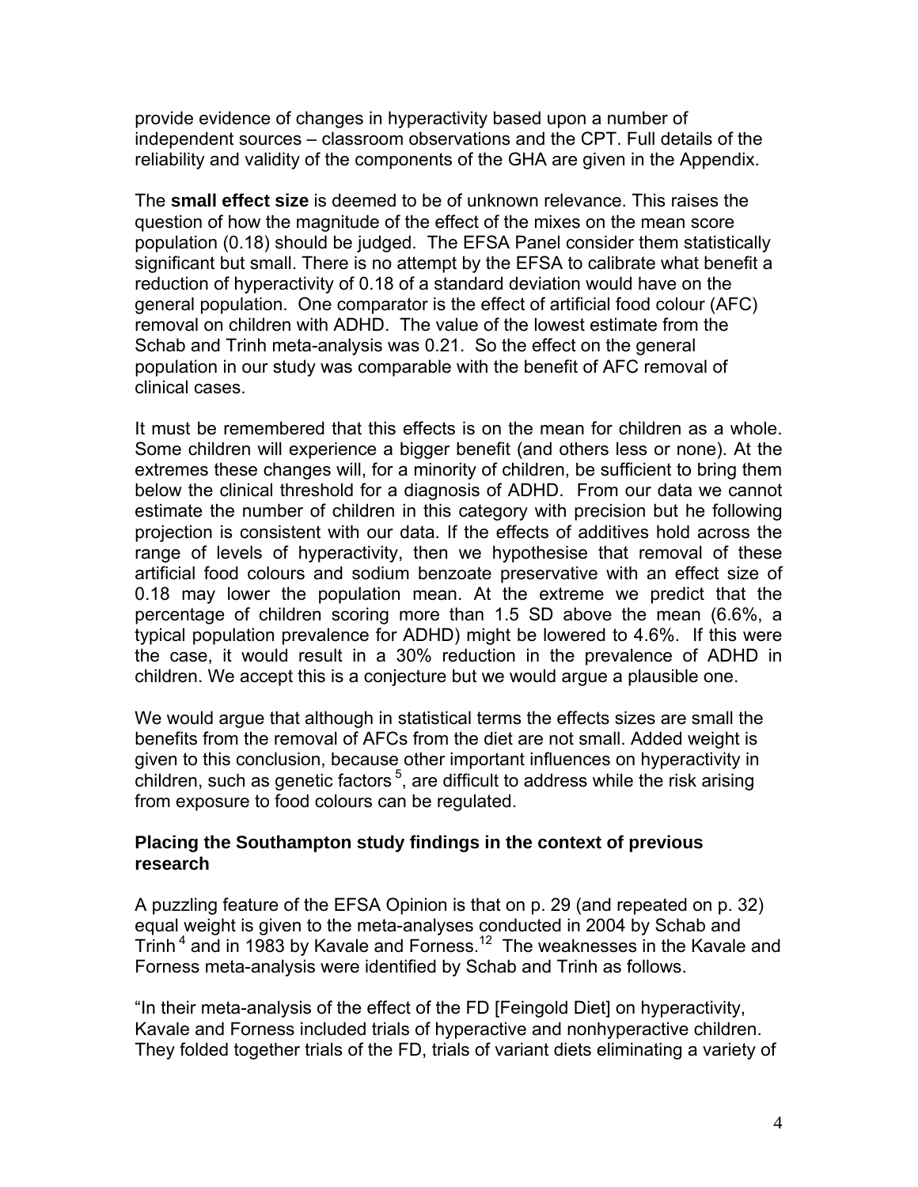provide evidence of changes in hyperactivity based upon a number of independent sources – classroom observations and the CPT. Full details of the reliability and validity of the components of the GHA are given in the Appendix.

The **small effect size** is deemed to be of unknown relevance. This raises the question of how the magnitude of the effect of the mixes on the mean score population (0.18) should be judged. The EFSA Panel consider them statistically significant but small. There is no attempt by the EFSA to calibrate what benefit a reduction of hyperactivity of 0.18 of a standard deviation would have on the general population. One comparator is the effect of artificial food colour (AFC) removal on children with ADHD. The value of the lowest estimate from the Schab and Trinh meta-analysis was 0.21. So the effect on the general population in our study was comparable with the benefit of AFC removal of clinical cases.

It must be remembered that this effects is on the mean for children as a whole. Some children will experience a bigger benefit (and others less or none). At the extremes these changes will, for a minority of children, be sufficient to bring them below the clinical threshold for a diagnosis of ADHD. From our data we cannot estimate the number of children in this category with precision but he following projection is consistent with our data. If the effects of additives hold across the range of levels of hyperactivity, then we hypothesise that removal of these artificial food colours and sodium benzoate preservative with an effect size of 0.18 may lower the population mean. At the extreme we predict that the percentage of children scoring more than 1.5 SD above the mean (6.6%, a typical population prevalence for ADHD) might be lowered to 4.6%. If this were the case, it would result in a 30% reduction in the prevalence of ADHD in children. We accept this is a conjecture but we would argue a plausible one.

We would argue that although in statistical terms the effects sizes are small the benefits from the removal of AFCs from the diet are not small. Added weight is given to this conclusion, because other important influences on hyperactivity in children, such as genetic factors [5], are difficult to address while the risk arising from exposure to food colours can be regulated.

### Placing the Southampton study findings in the context of previous research

A puzzling feature of the EFSA Opinion is that on p. 29 (and repeated on p. 32) equal weight is given to the meta-analyses conducted in 2004 by Schab and Trinh [4] and in 1983 by Kavale and Forness.[12] The weaknesses in the Kavale and Forness meta-analysis were identified by Schab and Trinh as follows.

"In their meta-analysis of the effect of the FD [Feingold Diet] on hyperactivity, Kavale and Forness included trials of hyperactive and nonhyperactive children. They folded together trials of the FD, trials of variant diets eliminating a variety of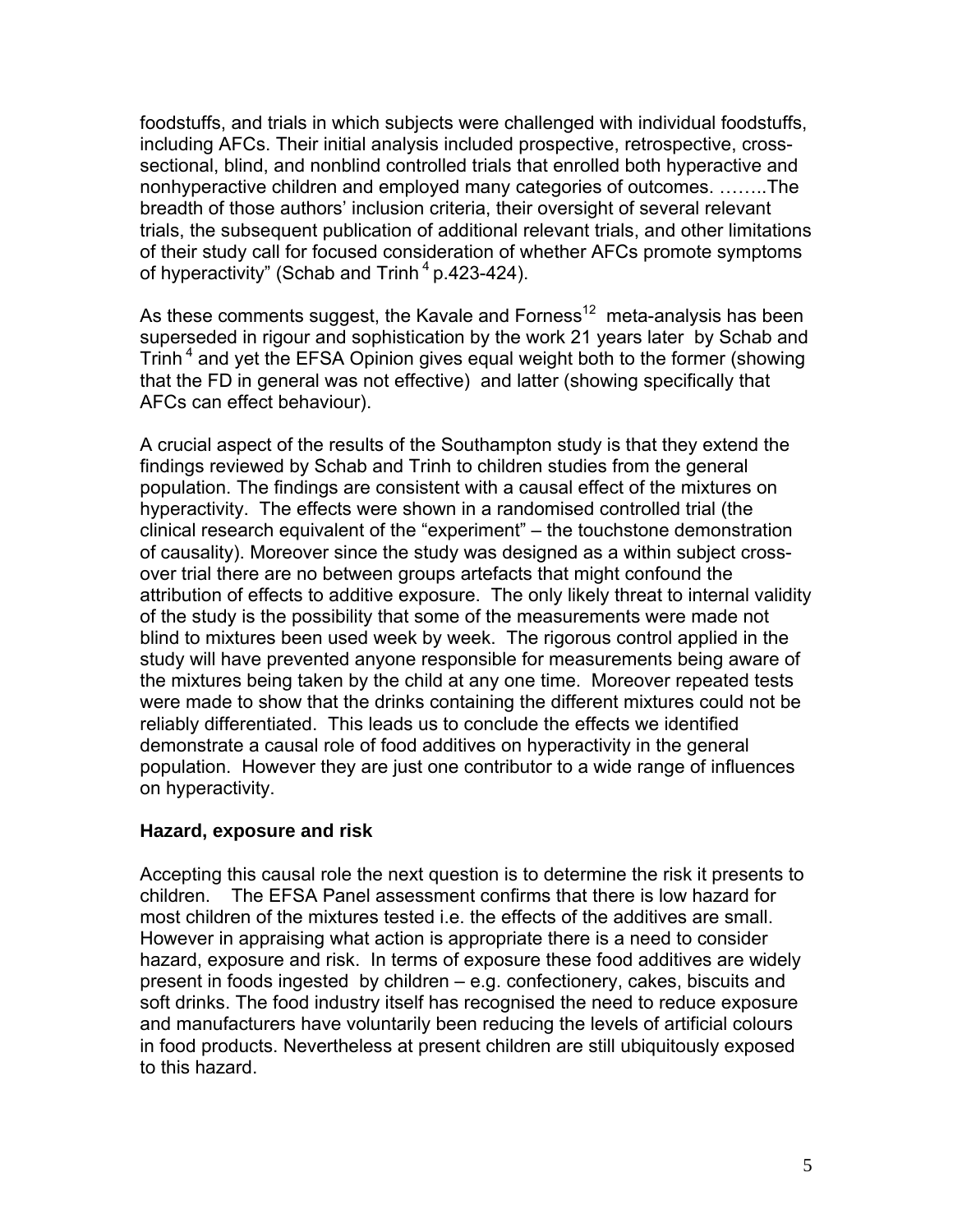foodstuffs, and trials in which subjects were challenged with individual foodstuffs, including AFCs. Their initial analysis included prospective, retrospective, cross-sectional, blind, and nonblind controlled trials that enrolled both hyperactive and nonhyperactive children and employed many categories of outcomes. ……..The breadth of those authors' inclusion criteria, their oversight of several relevant trials, the subsequent publication of additional relevant trials, and other limitations of their study call for focused consideration of whether AFCs promote symptoms of hyperactivity" (Schab and Trinh [4] p.423-424).

As these comments suggest, the Kavale and Forness[12] meta-analysis has been superseded in rigour and sophistication by the work 21 years later by Schab and Trinh [4] and yet the EFSA Opinion gives equal weight both to the former (showing that the FD in general was not effective) and latter (showing specifically that AFCs can effect behaviour).

A crucial aspect of the results of the Southampton study is that they extend the findings reviewed by Schab and Trinh to children studies from the general population. The findings are consistent with a causal effect of the mixtures on hyperactivity. The effects were shown in a randomised controlled trial (the clinical research equivalent of the "experiment" – the touchstone demonstration of causality). Moreover since the study was designed as a within subject cross-over trial there are no between groups artefacts that might confound the attribution of effects to additive exposure. The only likely threat to internal validity of the study is the possibility that some of the measurements were made not blind to mixtures been used week by week. The rigorous control applied in the study will have prevented anyone responsible for measurements being aware of the mixtures being taken by the child at any one time. Moreover repeated tests were made to show that the drinks containing the different mixtures could not be reliably differentiated. This leads us to conclude the effects we identified demonstrate a causal role of food additives on hyperactivity in the general population. However they are just one contributor to a wide range of influences on hyperactivity.

## Hazard, exposure and risk

Accepting this causal role the next question is to determine the risk it presents to children. The EFSA Panel assessment confirms that there is low hazard for most children of the mixtures tested i.e. the effects of the additives are small. However in appraising what action is appropriate there is a need to consider hazard, exposure and risk. In terms of exposure these food additives are widely present in foods ingested by children – e.g. confectionery, cakes, biscuits and soft drinks. The food industry itself has recognised the need to reduce exposure and manufacturers have voluntarily been reducing the levels of artificial colours in food products. Nevertheless at present children are still ubiquitously exposed to this hazard.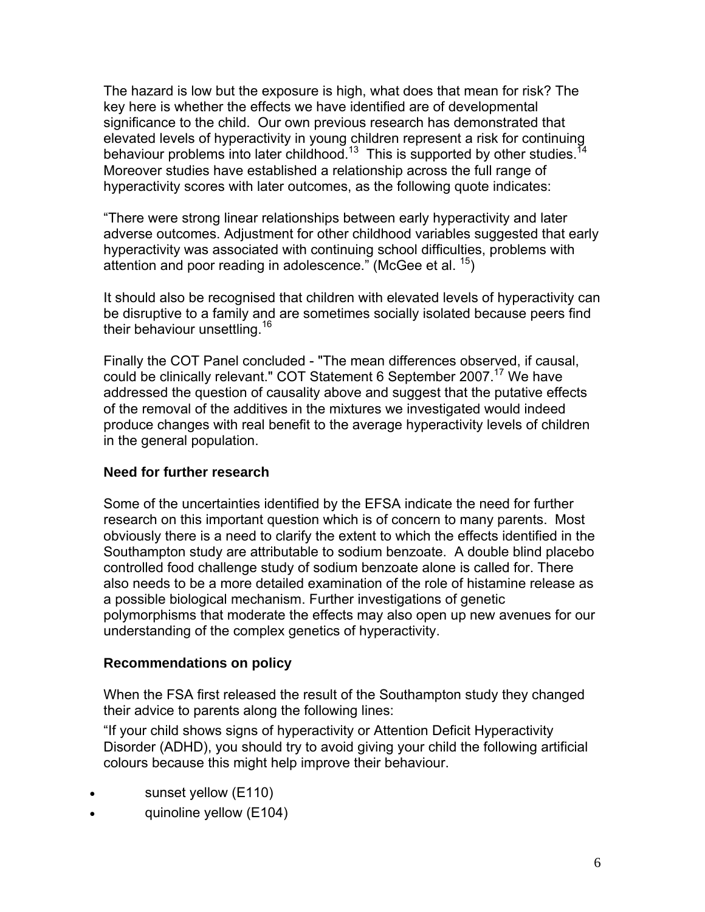The hazard is low but the exposure is high, what does that mean for risk? The key here is whether the effects we have identified are of developmental significance to the child. Our own previous research has demonstrated that elevated levels of hyperactivity in young children represent a risk for continuing behaviour problems into later childhood.[13] This is supported by other studies.[14] Moreover studies have established a relationship across the full range of hyperactivity scores with later outcomes, as the following quote indicates:

"There were strong linear relationships between early hyperactivity and later adverse outcomes. Adjustment for other childhood variables suggested that early hyperactivity was associated with continuing school difficulties, problems with attention and poor reading in adolescence." (McGee et al. [15])

It should also be recognised that children with elevated levels of hyperactivity can be disruptive to a family and are sometimes socially isolated because peers find their behaviour unsettling.[16]

Finally the COT Panel concluded - "The mean differences observed, if causal, could be clinically relevant." COT Statement 6 September 2007.[17] We have addressed the question of causality above and suggest that the putative effects of the removal of the additives in the mixtures we investigated would indeed produce changes with real benefit to the average hyperactivity levels of children in the general population.

**Need for further research**

Some of the uncertainties identified by the EFSA indicate the need for further research on this important question which is of concern to many parents. Most obviously there is a need to clarify the extent to which the effects identified in the Southampton study are attributable to sodium benzoate. A double blind placebo controlled food challenge study of sodium benzoate alone is called for. There also needs to be a more detailed examination of the role of histamine release as a possible biological mechanism. Further investigations of genetic polymorphisms that moderate the effects may also open up new avenues for our understanding of the complex genetics of hyperactivity.

**Recommendations on policy**

When the FSA first released the result of the Southampton study they changed their advice to parents along the following lines:

"If your child shows signs of hyperactivity or Attention Deficit Hyperactivity Disorder (ADHD), you should try to avoid giving your child the following artificial colours because this might help improve their behaviour.

- sunset yellow (E110)
- quinoline yellow (E104)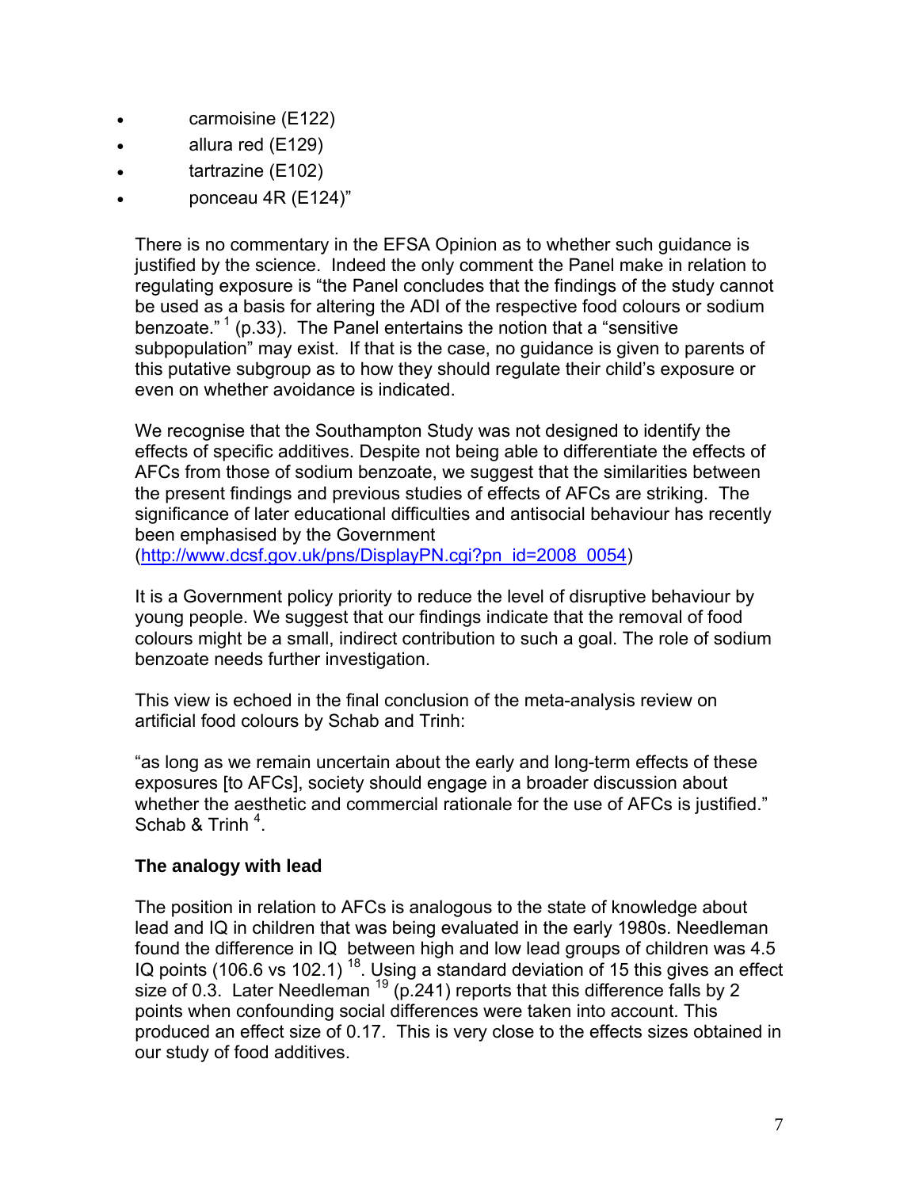- carmoisine (E122)
- allura red (E129)
- tartrazine (E102)
- ponceau 4R (E124)"

There is no commentary in the EFSA Opinion as to whether such guidance is justified by the science. Indeed the only comment the Panel make in relation to regulating exposure is "the Panel concludes that the findings of the study cannot be used as a basis for altering the ADI of the respective food colours or sodium benzoate."[1] (p.33). The Panel entertains the notion that a "sensitive subpopulation" may exist. If that is the case, no guidance is given to parents of this putative subgroup as to how they should regulate their child's exposure or even on whether avoidance is indicated.

We recognise that the Southampton Study was not designed to identify the effects of specific additives. Despite not being able to differentiate the effects of AFCs from those of sodium benzoate, we suggest that the similarities between the present findings and previous studies of effects of AFCs are striking. The significance of later educational difficulties and antisocial behaviour has recently been emphasised by the Government (http://www.dcsf.gov.uk/pns/DisplayPN.cgi?pn_id=2008_0054)

It is a Government policy priority to reduce the level of disruptive behaviour by young people. We suggest that our findings indicate that the removal of food colours might be a small, indirect contribution to such a goal. The role of sodium benzoate needs further investigation.

This view is echoed in the final conclusion of the meta-analysis review on artificial food colours by Schab and Trinh:

"as long as we remain uncertain about the early and long-term effects of these exposures [to AFCs], society should engage in a broader discussion about whether the aesthetic and commercial rationale for the use of AFCs is justified." Schab & Trinh[4].

**The analogy with lead**

The position in relation to AFCs is analogous to the state of knowledge about lead and IQ in children that was being evaluated in the early 1980s. Needleman found the difference in IQ between high and low lead groups of children was 4.5 IQ points (106.6 vs 102.1)[18]. Using a standard deviation of 15 this gives an effect size of 0.3. Later Needleman[19] (p.241) reports that this difference falls by 2 points when confounding social differences were taken into account. This produced an effect size of 0.17. This is very close to the effects sizes obtained in our study of food additives.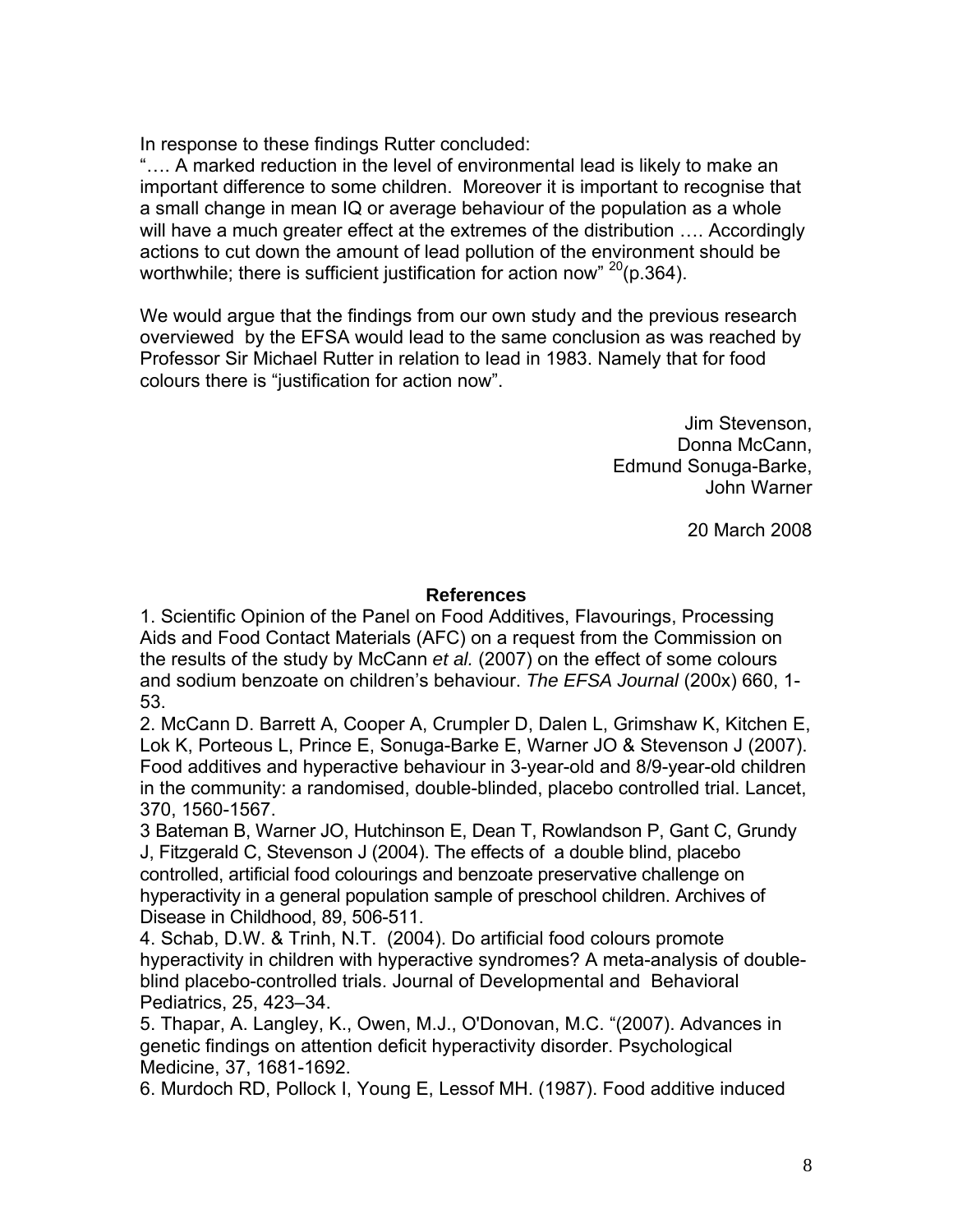In response to these findings Rutter concluded:

"…. A marked reduction in the level of environmental lead is likely to make an important difference to some children. Moreover it is important to recognise that a small change in mean IQ or average behaviour of the population as a whole will have a much greater effect at the extremes of the distribution …. Accordingly actions to cut down the amount of lead pollution of the environment should be worthwhile; there is sufficient justification for action now" [20](p.364).

We would argue that the findings from our own study and the previous research overviewed by the EFSA would lead to the same conclusion as was reached by Professor Sir Michael Rutter in relation to lead in 1983. Namely that for food colours there is "justification for action now".

Jim Stevenson,
Donna McCann,
Edmund Sonuga-Barke,
John Warner

20 March 2008

**References**

1. Scientific Opinion of the Panel on Food Additives, Flavourings, Processing Aids and Food Contact Materials (AFC) on a request from the Commission on the results of the study by McCann *et al.* (2007) on the effect of some colours and sodium benzoate on children's behaviour. *The EFSA Journal* (200x) 660, 1-53.
2. McCann D. Barrett A, Cooper A, Crumpler D, Dalen L, Grimshaw K, Kitchen E, Lok K, Porteous L, Prince E, Sonuga-Barke E, Warner JO & Stevenson J (2007). Food additives and hyperactive behaviour in 3-year-old and 8/9-year-old children in the community: a randomised, double-blinded, placebo controlled trial. Lancet, 370, 1560-1567.
3 Bateman B, Warner JO, Hutchinson E, Dean T, Rowlandson P, Gant C, Grundy J, Fitzgerald C, Stevenson J (2004). The effects of a double blind, placebo controlled, artificial food colourings and benzoate preservative challenge on hyperactivity in a general population sample of preschool children. Archives of Disease in Childhood, 89, 506-511.
4. Schab, D.W. & Trinh, N.T. (2004). Do artificial food colours promote hyperactivity in children with hyperactive syndromes? A meta-analysis of double-blind placebo-controlled trials. Journal of Developmental and Behavioral Pediatrics, 25, 423–34.
5. Thapar, A. Langley, K., Owen, M.J., O'Donovan, M.C. "(2007). Advances in genetic findings on attention deficit hyperactivity disorder. Psychological Medicine, 37, 1681-1692.
6. Murdoch RD, Pollock I, Young E, Lessof MH. (1987). Food additive induced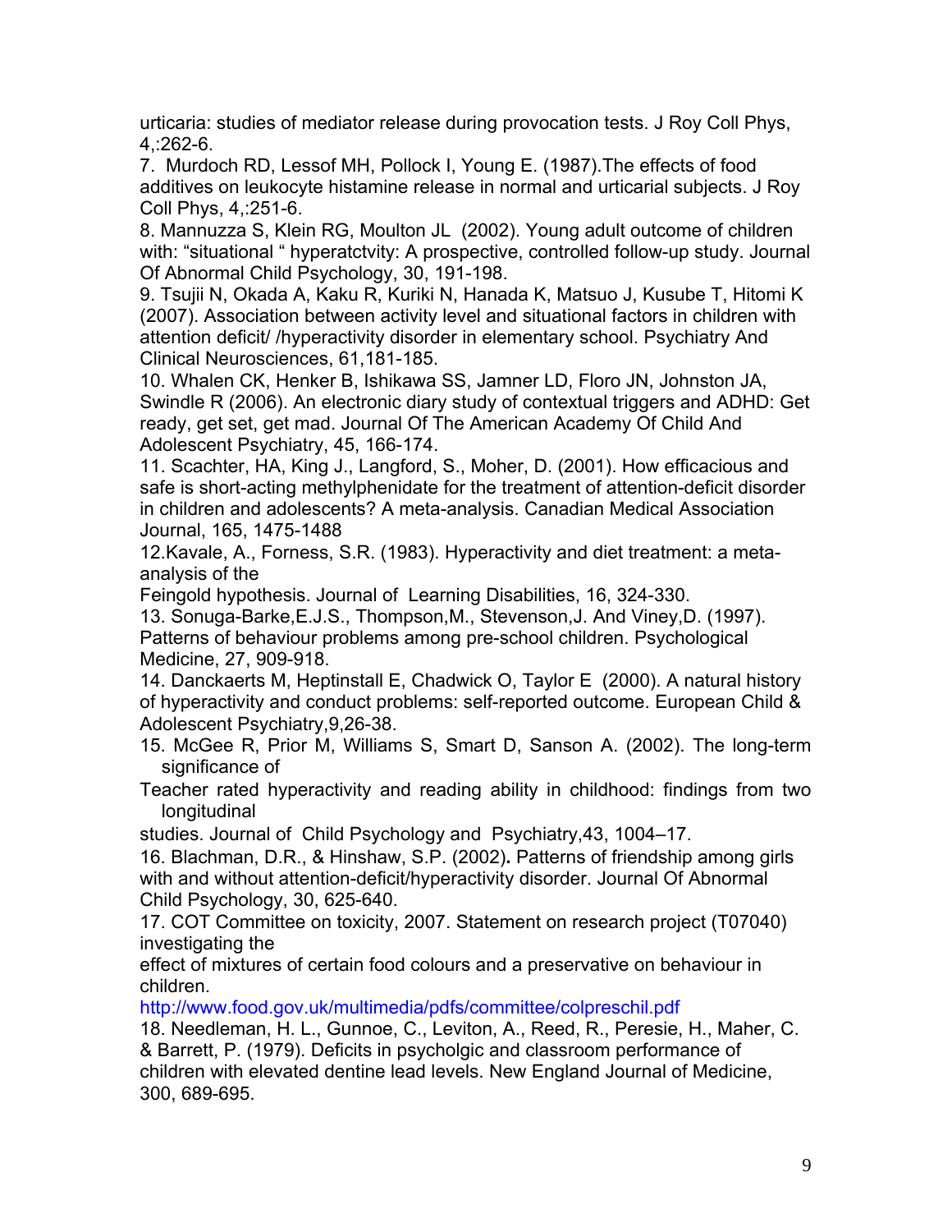urticaria: studies of mediator release during provocation tests. J Roy Coll Phys, 4,:262-6.

7. Murdoch RD, Lessof MH, Pollock I, Young E. (1987).The effects of food additives on leukocyte histamine release in normal and urticarial subjects. J Roy Coll Phys, 4,:251-6.

8. Mannuzza S, Klein RG, Moulton JL (2002). Young adult outcome of children with: "situational " hyperatctvity: A prospective, controlled follow-up study. Journal Of Abnormal Child Psychology, 30, 191-198.

9. Tsujii N, Okada A, Kaku R, Kuriki N, Hanada K, Matsuo J, Kusube T, Hitomi K (2007). Association between activity level and situational factors in children with attention deficit/ /hyperactivity disorder in elementary school. Psychiatry And Clinical Neurosciences, 61,181-185.

10. Whalen CK, Henker B, Ishikawa SS, Jamner LD, Floro JN, Johnston JA, Swindle R (2006). An electronic diary study of contextual triggers and ADHD: Get ready, get set, get mad. Journal Of The American Academy Of Child And Adolescent Psychiatry, 45, 166-174.

11. Scachter, HA, King J., Langford, S., Moher, D. (2001). How efficacious and safe is short-acting methylphenidate for the treatment of attention-deficit disorder in children and adolescents? A meta-analysis. Canadian Medical Association Journal, 165, 1475-1488

12.Kavale, A., Forness, S.R. (1983). Hyperactivity and diet treatment: a meta-analysis of the Feingold hypothesis. Journal of Learning Disabilities, 16, 324-330.

13. Sonuga-Barke,E.J.S., Thompson,M., Stevenson,J. And Viney,D. (1997). Patterns of behaviour problems among pre-school children. Psychological Medicine, 27, 909-918.

14. Danckaerts M, Heptinstall E, Chadwick O, Taylor E (2000). A natural history of hyperactivity and conduct problems: self-reported outcome. European Child & Adolescent Psychiatry,9,26-38.

15. McGee R, Prior M, Williams S, Smart D, Sanson A. (2002). The long-term significance of Teacher rated hyperactivity and reading ability in childhood: findings from two longitudinal studies. Journal of Child Psychology and Psychiatry,43, 1004–17.

16. Blachman, D.R., & Hinshaw, S.P. (2002). Patterns of friendship among girls with and without attention-deficit/hyperactivity disorder. Journal Of Abnormal Child Psychology, 30, 625-640.

17. COT Committee on toxicity, 2007. Statement on research project (T07040) investigating the effect of mixtures of certain food colours and a preservative on behaviour in children.
http://www.food.gov.uk/multimedia/pdfs/committee/colpreschil.pdf

18. Needleman, H. L., Gunnoe, C., Leviton, A., Reed, R., Peresie, H., Maher, C. & Barrett, P. (1979). Deficits in psycholgic and classroom performance of children with elevated dentine lead levels. New England Journal of Medicine, 300, 689-695.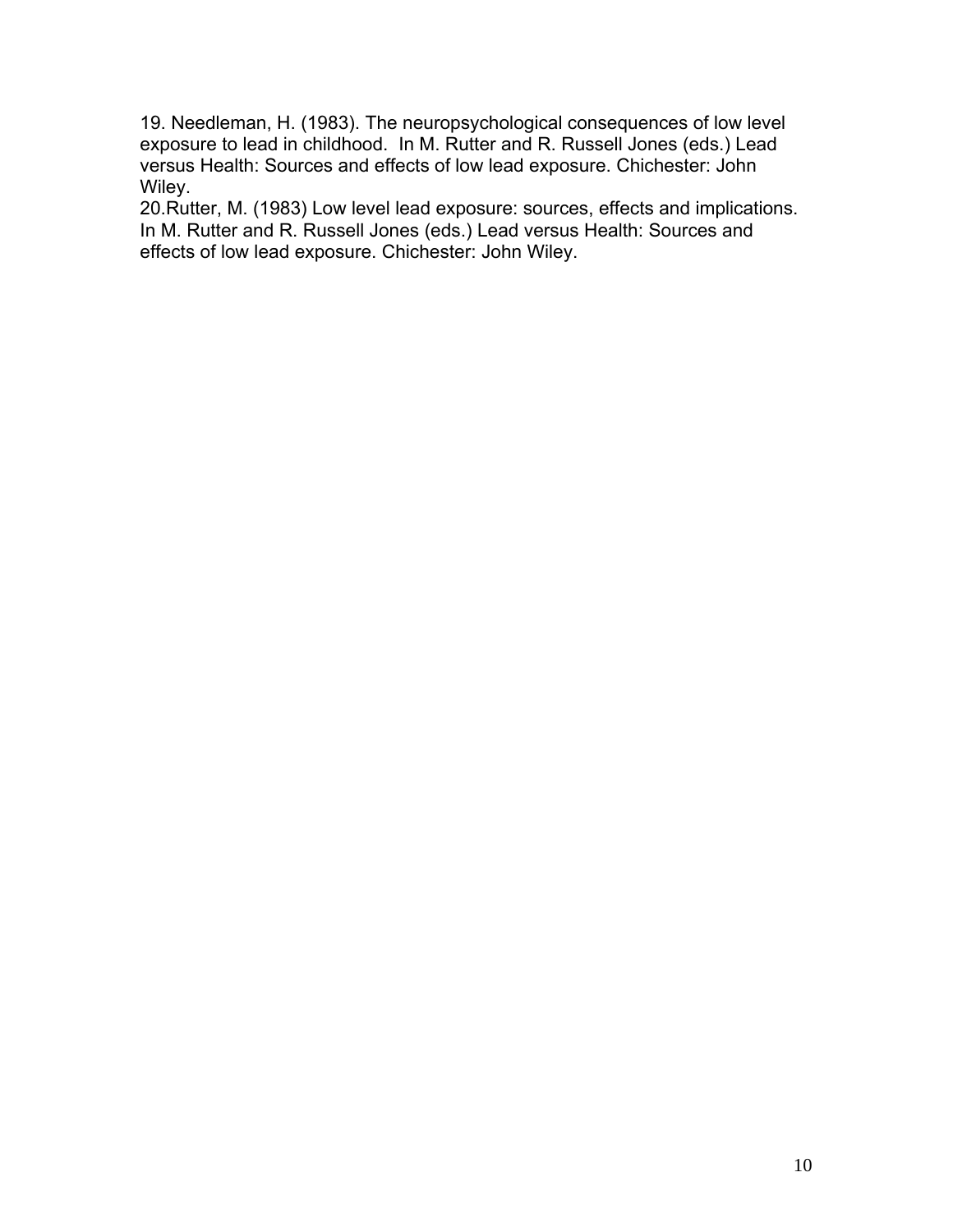19. Needleman, H. (1983). The neuropsychological consequences of low level exposure to lead in childhood. In M. Rutter and R. Russell Jones (eds.) Lead versus Health: Sources and effects of low lead exposure. Chichester: John Wiley.

20.Rutter, M. (1983) Low level lead exposure: sources, effects and implications. In M. Rutter and R. Russell Jones (eds.) Lead versus Health: Sources and effects of low lead exposure. Chichester: John Wiley.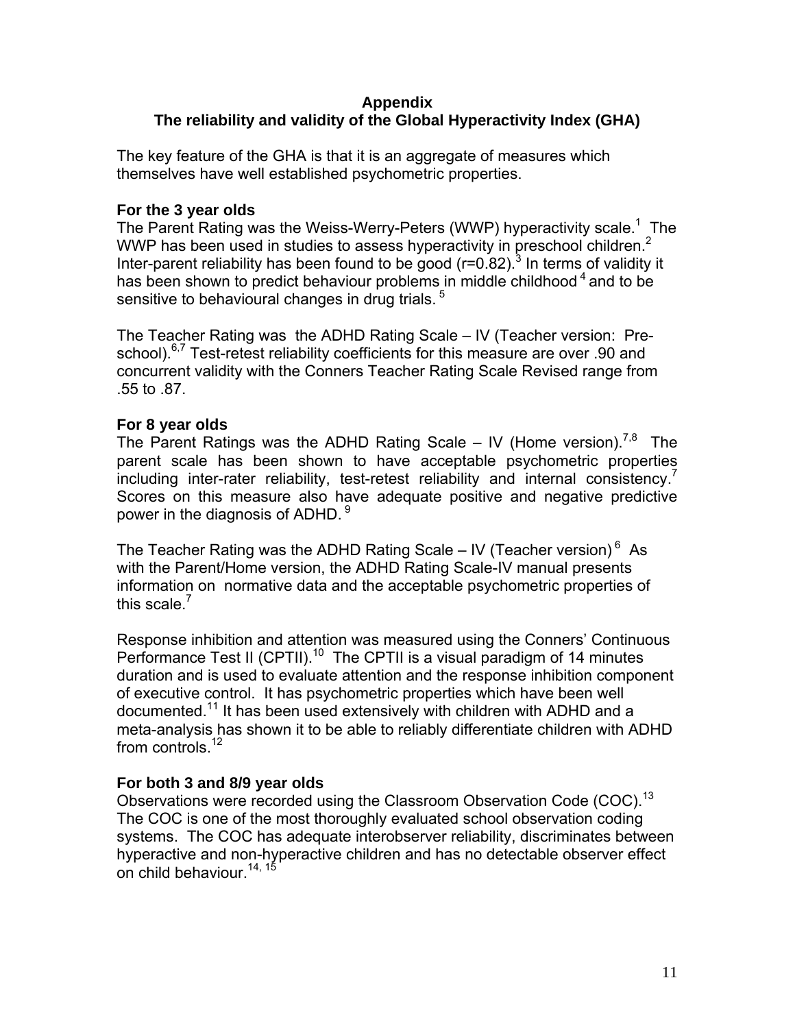## Appendix
## The reliability and validity of the Global Hyperactivity Index (GHA)

The key feature of the GHA is that it is an aggregate of measures which themselves have well established psychometric properties.

### For the 3 year olds

The Parent Rating was the Weiss-Werry-Peters (WWP) hyperactivity scale.[1] The WWP has been used in studies to assess hyperactivity in preschool children.[2] Inter-parent reliability has been found to be good (r=0.82).[3] In terms of validity it has been shown to predict behaviour problems in middle childhood[4] and to be sensitive to behavioural changes in drug trials.[5]

The Teacher Rating was the ADHD Rating Scale – IV (Teacher version: Pre-school).[6,7] Test-retest reliability coefficients for this measure are over .90 and concurrent validity with the Conners Teacher Rating Scale Revised range from .55 to .87.

### For 8 year olds

The Parent Ratings was the ADHD Rating Scale – IV (Home version).[7,8] The parent scale has been shown to have acceptable psychometric properties including inter-rater reliability, test-retest reliability and internal consistency.[7] Scores on this measure also have adequate positive and negative predictive power in the diagnosis of ADHD.[9]

The Teacher Rating was the ADHD Rating Scale – IV (Teacher version)[6] As with the Parent/Home version, the ADHD Rating Scale-IV manual presents information on normative data and the acceptable psychometric properties of this scale.[7]

Response inhibition and attention was measured using the Conners' Continuous Performance Test II (CPTII).[10] The CPTII is a visual paradigm of 14 minutes duration and is used to evaluate attention and the response inhibition component of executive control. It has psychometric properties which have been well documented.[11] It has been used extensively with children with ADHD and a meta-analysis has shown it to be able to reliably differentiate children with ADHD from controls.[12]

### For both 3 and 8/9 year olds

Observations were recorded using the Classroom Observation Code (COC).[13] The COC is one of the most thoroughly evaluated school observation coding systems. The COC has adequate interobserver reliability, discriminates between hyperactive and non-hyperactive children and has no detectable observer effect on child behaviour.[14, 15]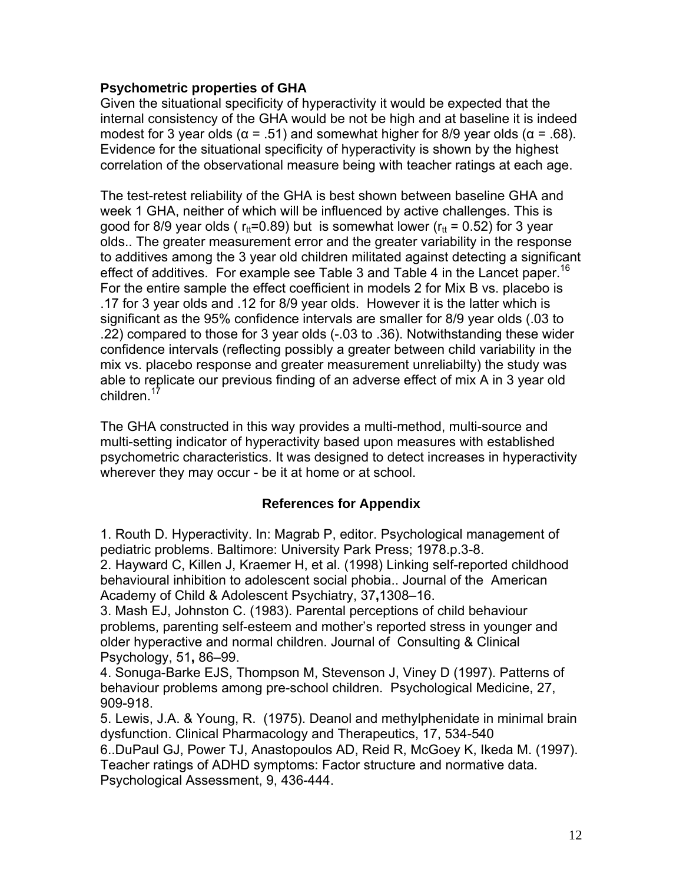**Psychometric properties of GHA**

Given the situational specificity of hyperactivity it would be expected that the internal consistency of the GHA would be not be high and at baseline it is indeed modest for 3 year olds ($\alpha = .51$) and somewhat higher for 8/9 year olds ($\alpha = .68$). Evidence for the situational specificity of hyperactivity is shown by the highest correlation of the observational measure being with teacher ratings at each age.

The test-retest reliability of the GHA is best shown between baseline GHA and week 1 GHA, neither of which will be influenced by active challenges. This is good for 8/9 year olds ( $r_{tt}$=0.89) but is somewhat lower ($r_{tt}$ = 0.52) for 3 year olds.. The greater measurement error and the greater variability in the response to additives among the 3 year old children militated against detecting a significant effect of additives. For example see Table 3 and Table 4 in the Lancet paper.[16] For the entire sample the effect coefficient in models 2 for Mix B vs. placebo is .17 for 3 year olds and .12 for 8/9 year olds. However it is the latter which is significant as the 95% confidence intervals are smaller for 8/9 year olds (.03 to .22) compared to those for 3 year olds (-.03 to .36). Notwithstanding these wider confidence intervals (reflecting possibly a greater between child variability in the mix vs. placebo response and greater measurement unreliabilty) the study was able to replicate our previous finding of an adverse effect of mix A in 3 year old children.[17]

The GHA constructed in this way provides a multi-method, multi-source and multi-setting indicator of hyperactivity based upon measures with established psychometric characteristics. It was designed to detect increases in hyperactivity wherever they may occur - be it at home or at school.

**References for Appendix**

1. Routh D. Hyperactivity. In: Magrab P, editor. Psychological management of pediatric problems. Baltimore: University Park Press; 1978.p.3-8.
2. Hayward C, Killen J, Kraemer H, et al. (1998) Linking self-reported childhood behavioural inhibition to adolescent social phobia.. Journal of the American Academy of Child & Adolescent Psychiatry, 37**,**1308–16.
3. Mash EJ, Johnston C. (1983). Parental perceptions of child behaviour problems, parenting self-esteem and mother's reported stress in younger and older hyperactive and normal children. Journal of Consulting & Clinical Psychology, 51**,** 86–99.
4. Sonuga-Barke EJS, Thompson M, Stevenson J, Viney D (1997). Patterns of behaviour problems among pre-school children. Psychological Medicine, 27, 909-918.
5. Lewis, J.A. & Young, R. (1975). Deanol and methylphenidate in minimal brain dysfunction. Clinical Pharmacology and Therapeutics, 17, 534-540
6..DuPaul GJ, Power TJ, Anastopoulos AD, Reid R, McGoey K, Ikeda M. (1997). Teacher ratings of ADHD symptoms: Factor structure and normative data. Psychological Assessment, 9, 436-444.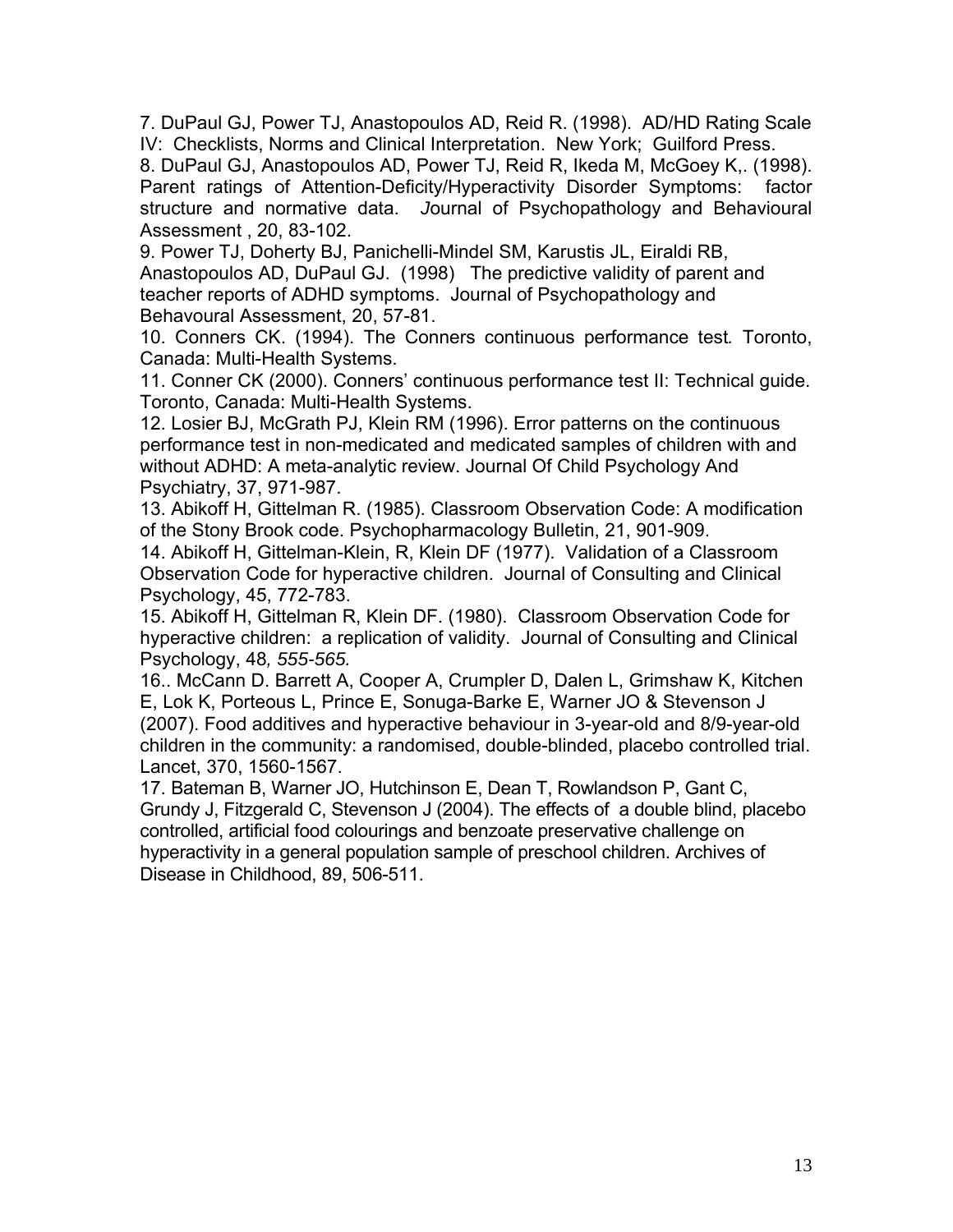7. DuPaul GJ, Power TJ, Anastopoulos AD, Reid R. (1998). AD/HD Rating Scale IV: Checklists, Norms and Clinical Interpretation. New York; Guilford Press.

8. DuPaul GJ, Anastopoulos AD, Power TJ, Reid R, Ikeda M, McGoey K,. (1998). Parent ratings of Attention-Deficity/Hyperactivity Disorder Symptoms: factor structure and normative data. Journal of Psychopathology and Behavioural Assessment , 20, 83-102.

9. Power TJ, Doherty BJ, Panichelli-Mindel SM, Karustis JL, Eiraldi RB, Anastopoulos AD, DuPaul GJ. (1998) The predictive validity of parent and teacher reports of ADHD symptoms. Journal of Psychopathology and Behavoural Assessment, 20, 57-81.

10. Conners CK. (1994). The Conners continuous performance test*.* Toronto, Canada: Multi-Health Systems.

11. Conner CK (2000). Conners' continuous performance test II: Technical guide. Toronto, Canada: Multi-Health Systems.

12. Losier BJ, McGrath PJ, Klein RM (1996). Error patterns on the continuous performance test in non-medicated and medicated samples of children with and without ADHD: A meta-analytic review. Journal Of Child Psychology And Psychiatry, 37, 971-987.

13. Abikoff H, Gittelman R. (1985). Classroom Observation Code: A modification of the Stony Brook code. Psychopharmacology Bulletin, 21, 901-909.

14. Abikoff H, Gittelman-Klein, R, Klein DF (1977). Validation of a Classroom Observation Code for hyperactive children. Journal of Consulting and Clinical Psychology, 45, 772-783.

15. Abikoff H, Gittelman R, Klein DF. (1980). Classroom Observation Code for hyperactive children: a replication of validity. Journal of Consulting and Clinical Psychology, 48*, 555-565.*

16.. McCann D. Barrett A, Cooper A, Crumpler D, Dalen L, Grimshaw K, Kitchen E, Lok K, Porteous L, Prince E, Sonuga-Barke E, Warner JO & Stevenson J (2007). Food additives and hyperactive behaviour in 3-year-old and 8/9-year-old children in the community: a randomised, double-blinded, placebo controlled trial. Lancet, 370, 1560-1567.

17. Bateman B, Warner JO, Hutchinson E, Dean T, Rowlandson P, Gant C, Grundy J, Fitzgerald C, Stevenson J (2004). The effects of a double blind, placebo controlled, artificial food colourings and benzoate preservative challenge on hyperactivity in a general population sample of preschool children. Archives of Disease in Childhood, 89, 506-511.